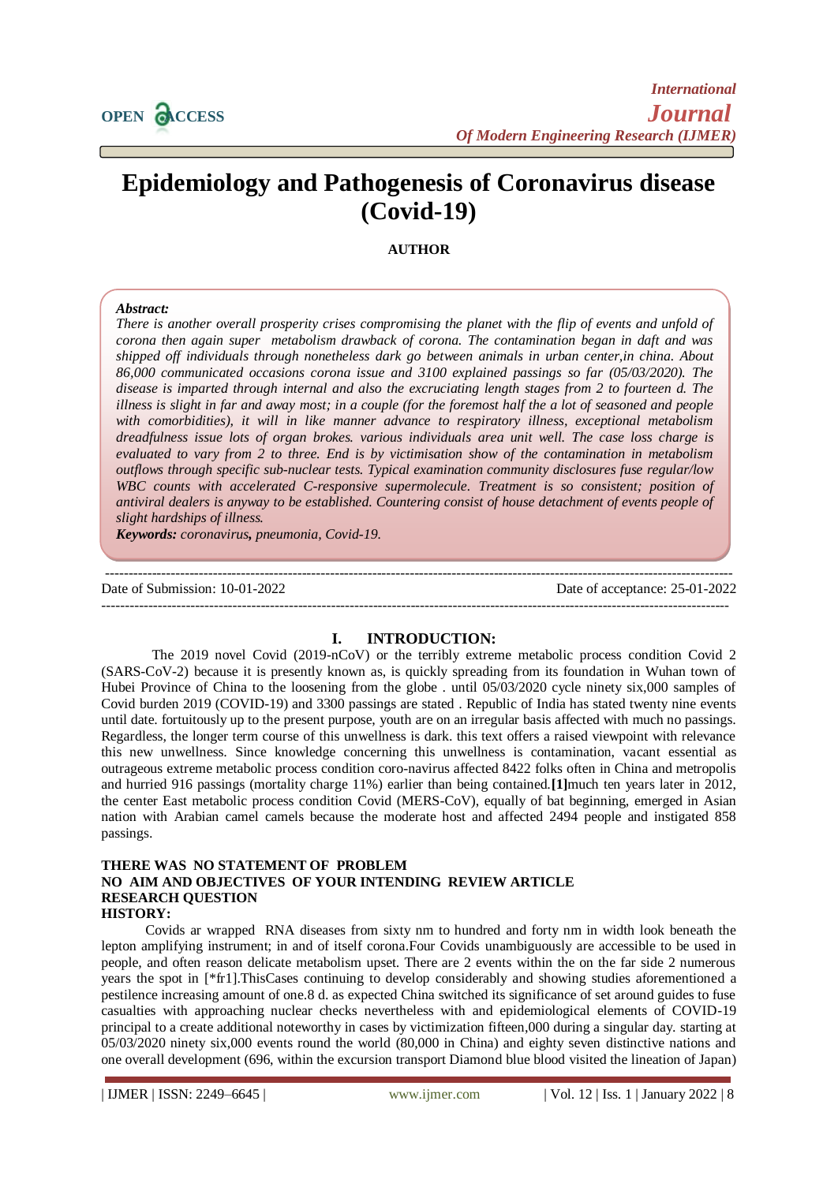# Epidemiology and Pathogenesis of Coronavirus disease (Covid-19)

**AUTHOR**

***Abstract:***
*There is another overall prosperity crises compromising the planet with the flip of events and unfold of corona then again super metabolism drawback of corona. The contamination began in daft and was shipped off individuals through nonetheless dark go between animals in urban center,in china. About 86,000 communicated occasions corona issue and 3100 explained passings so far (05/03/2020). The disease is imparted through internal and also the excruciating length stages from 2 to fourteen d. The illness is slight in far and away most; in a couple (for the foremost half the a lot of seasoned and people with comorbidities), it will in like manner advance to respiratory illness, exceptional metabolism dreadfulness issue lots of organ brokes. various individuals area unit well. The case loss charge is evaluated to vary from 2 to three. End is by victimisation show of the contamination in metabolism outflows through specific sub-nuclear tests. Typical examination community disclosures fuse regular/low WBC counts with accelerated C-responsive supermolecule. Treatment is so consistent; position of antiviral dealers is anyway to be established. Countering consist of house detachment of events people of slight hardships of illness.*
***Keywords:*** *coronavirus****,*** *pneumonia, Covid-19.*

---

Date of Submission: 10-01-2022 — Date of acceptance: 25-01-2022

---

## I. INTRODUCTION:

The 2019 novel Covid (2019-nCoV) or the terribly extreme metabolic process condition Covid 2 (SARS-CoV-2) because it is presently known as, is quickly spreading from its foundation in Wuhan town of Hubei Province of China to the loosening from the globe . until 05/03/2020 cycle ninety six,000 samples of Covid burden 2019 (COVID-19) and 3300 passings are stated . Republic of India has stated twenty nine events until date. fortuitously up to the present purpose, youth are on an irregular basis affected with much no passings. Regardless, the longer term course of this unwellness is dark. this text offers a raised viewpoint with relevance this new unwellness. Since knowledge concerning this unwellness is contamination, vacant essential as outrageous extreme metabolic process condition coro-navirus affected 8422 folks often in China and metropolis and hurried 916 passings (mortality charge 11%) earlier than being contained.**[1]**much ten years later in 2012, the center East metabolic process condition Covid (MERS-CoV), equally of bat beginning, emerged in Asian nation with Arabian camel camels because the moderate host and affected 2494 people and instigated 858 passings.

**THERE WAS NO STATEMENT OF PROBLEM**
**NO AIM AND OBJECTIVES OF YOUR INTENDING REVIEW ARTICLE**
**RESEARCH QUESTION**
**HISTORY:**

Covids ar wrapped RNA diseases from sixty nm to hundred and forty nm in width look beneath the lepton amplifying instrument; in and of itself corona.Four Covids unambiguously are accessible to be used in people, and often reason delicate metabolism upset. There are 2 events within the on the far side 2 numerous years the spot in [*fr1].ThisCases continuing to develop considerably and showing studies aforementioned a pestilence increasing amount of one.8 d. as expected China switched its significance of set around guides to fuse casualties with approaching nuclear checks nevertheless with and epidemiological elements of COVID-19 principal to a create additional noteworthy in cases by victimization fifteen,000 during a singular day. starting at 05/03/2020 ninety six,000 events round the world (80,000 in China) and eighty seven distinctive nations and one overall development (696, within the excursion transport Diamond blue blood visited the lineation of Japan)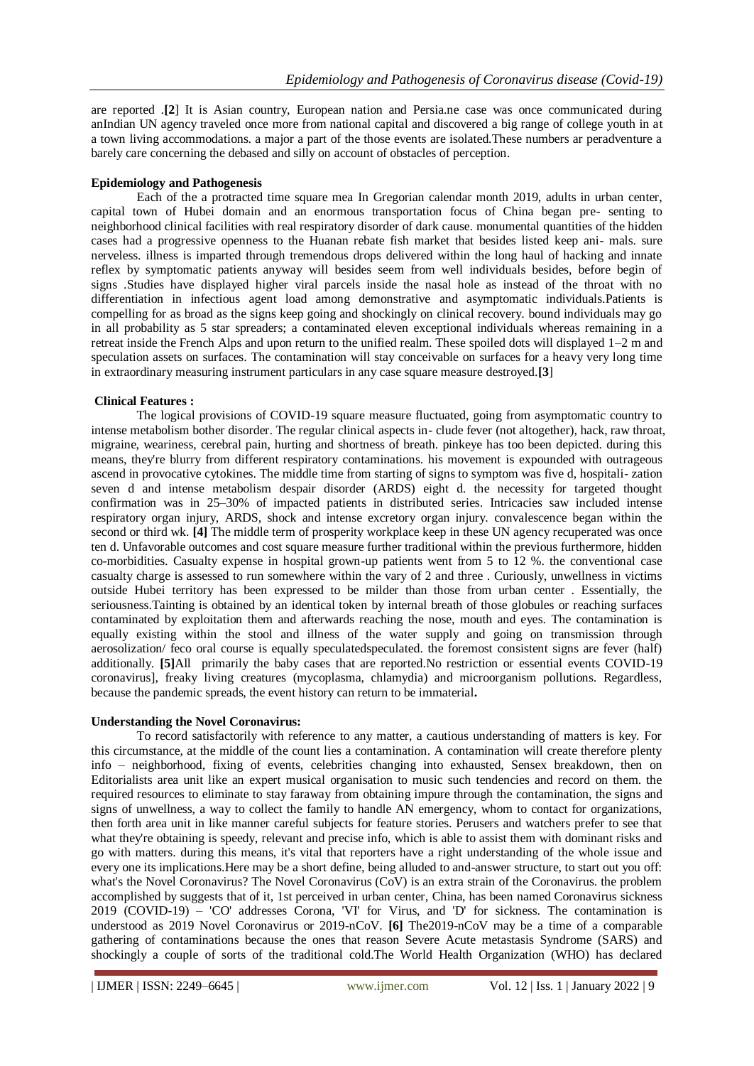are reported .[2] It is Asian country, European nation and Persia.ne case was once communicated during anIndian UN agency traveled once more from national capital and discovered a big range of college youth in at a town living accommodations. a major a part of the those events are isolated.These numbers ar peradventure a barely care concerning the debased and silly on account of obstacles of perception.

**Epidemiology and Pathogenesis**

Each of the a protracted time square mea In Gregorian calendar month 2019, adults in urban center, capital town of Hubei domain and an enormous transportation focus of China began pre- senting to neighborhood clinical facilities with real respiratory disorder of dark cause. monumental quantities of the hidden cases had a progressive openness to the Huanan rebate fish market that besides listed keep ani- mals. sure nerveless. illness is imparted through tremendous drops delivered within the long haul of hacking and innate reflex by symptomatic patients anyway will besides seem from well individuals besides, before begin of signs .Studies have displayed higher viral parcels inside the nasal hole as instead of the throat with no differentiation in infectious agent load among demonstrative and asymptomatic individuals.Patients is compelling for as broad as the signs keep going and shockingly on clinical recovery. bound individuals may go in all probability as 5 star spreaders; a contaminated eleven exceptional individuals whereas remaining in a retreat inside the French Alps and upon return to the unified realm. These spoiled dots will displayed 1–2 m and speculation assets on surfaces. The contamination will stay conceivable on surfaces for a heavy very long time in extraordinary measuring instrument particulars in any case square measure destroyed.[3]

**Clinical Features :**

The logical provisions of COVID-19 square measure fluctuated, going from asymptomatic country to intense metabolism bother disorder. The regular clinical aspects in- clude fever (not altogether), hack, raw throat, migraine, weariness, cerebral pain, hurting and shortness of breath. pinkeye has too been depicted. during this means, they're blurry from different respiratory contaminations. his movement is expounded with outrageous ascend in provocative cytokines. The middle time from starting of signs to symptom was five d, hospitali- zation seven d and intense metabolism despair disorder (ARDS) eight d. the necessity for targeted thought confirmation was in 25–30% of impacted patients in distributed series. Intricacies saw included intense respiratory organ injury, ARDS, shock and intense excretory organ injury. convalescence began within the second or third wk. [4] The middle term of prosperity workplace keep in these UN agency recuperated was once ten d. Unfavorable outcomes and cost square measure further traditional within the previous furthermore, hidden co-morbidities. Casualty expense in hospital grown-up patients went from 5 to 12 %. the conventional case casualty charge is assessed to run somewhere within the vary of 2 and three . Curiously, unwellness in victims outside Hubei territory has been expressed to be milder than those from urban center . Essentially, the seriousness.Tainting is obtained by an identical token by internal breath of those globules or reaching surfaces contaminated by exploitation them and afterwards reaching the nose, mouth and eyes. The contamination is equally existing within the stool and illness of the water supply and going on transmission through aerosolization/ feco oral course is equally speculatedspeculated. the foremost consistent signs are fever (half) additionally. [5]All primarily the baby cases that are reported.No restriction or essential events COVID-19 coronavirus], freaky living creatures (mycoplasma, chlamydia) and microorganism pollutions. Regardless, because the pandemic spreads, the event history can return to be immaterial**.**

**Understanding the Novel Coronavirus:**

To record satisfactorily with reference to any matter, a cautious understanding of matters is key. For this circumstance, at the middle of the count lies a contamination. A contamination will create therefore plenty info – neighborhood, fixing of events, celebrities changing into exhausted, Sensex breakdown, then on Editorialists area unit like an expert musical organisation to music such tendencies and record on them. the required resources to eliminate to stay faraway from obtaining impure through the contamination, the signs and signs of unwellness, a way to collect the family to handle AN emergency, whom to contact for organizations, then forth area unit in like manner careful subjects for feature stories. Perusers and watchers prefer to see that what they're obtaining is speedy, relevant and precise info, which is able to assist them with dominant risks and go with matters. during this means, it's vital that reporters have a right understanding of the whole issue and every one its implications.Here may be a short define, being alluded to and-answer structure, to start out you off: what's the Novel Coronavirus? The Novel Coronavirus (CoV) is an extra strain of the Coronavirus. the problem accomplished by suggests that of it, 1st perceived in urban center, China, has been named Coronavirus sickness 2019 (COVID-19) – 'CO' addresses Corona, 'VI' for Virus, and 'D' for sickness. The contamination is understood as 2019 Novel Coronavirus or 2019-nCoV. [6] The2019-nCoV may be a time of a comparable gathering of contaminations because the ones that reason Severe Acute metastasis Syndrome (SARS) and shockingly a couple of sorts of the traditional cold.The World Health Organization (WHO) has declared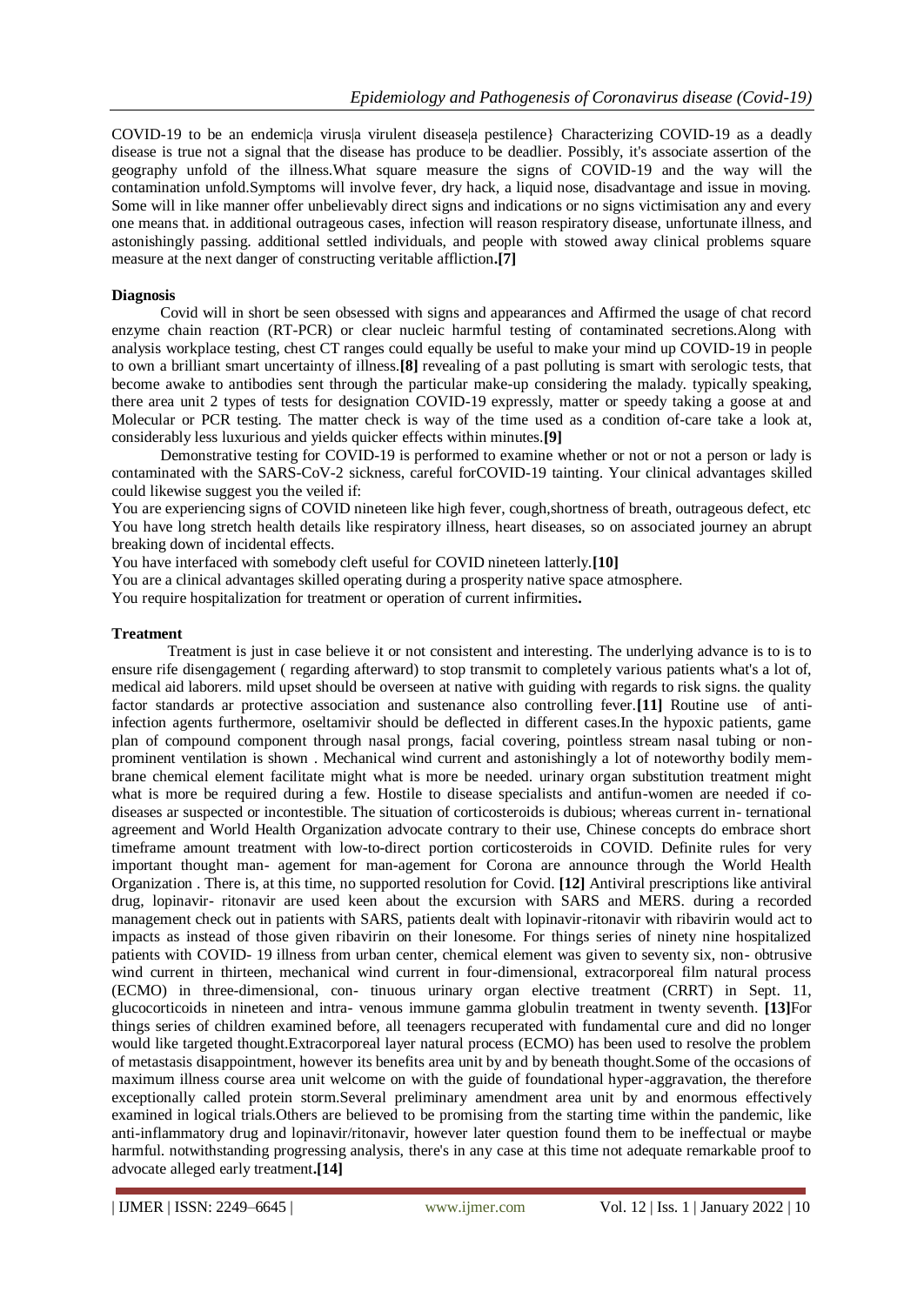COVID-19 to be an endemic|a virus|a virulent disease|a pestilence} Characterizing COVID-19 as a deadly disease is true not a signal that the disease has produce to be deadlier. Possibly, it's associate assertion of the geography unfold of the illness.What square measure the signs of COVID-19 and the way will the contamination unfold.Symptoms will involve fever, dry hack, a liquid nose, disadvantage and issue in moving. Some will in like manner offer unbelievably direct signs and indications or no signs victimisation any and every one means that. in additional outrageous cases, infection will reason respiratory disease, unfortunate illness, and astonishingly passing. additional settled individuals, and people with stowed away clinical problems square measure at the next danger of constructing veritable affliction.**[7]**

**Diagnosis**

Covid will in short be seen obsessed with signs and appearances and Affirmed the usage of chat record enzyme chain reaction (RT-PCR) or clear nucleic harmful testing of contaminated secretions.Along with analysis workplace testing, chest CT ranges could equally be useful to make your mind up COVID-19 in people to own a brilliant smart uncertainty of illness.**[8]** revealing of a past polluting is smart with serologic tests, that become awake to antibodies sent through the particular make-up considering the malady. typically speaking, there area unit 2 types of tests for designation COVID-19 expressly, matter or speedy taking a goose at and Molecular or PCR testing. The matter check is way of the time used as a condition of-care take a look at, considerably less luxurious and yields quicker effects within minutes.**[9]**

Demonstrative testing for COVID-19 is performed to examine whether or not or not a person or lady is contaminated with the SARS-CoV-2 sickness, careful forCOVID-19 tainting. Your clinical advantages skilled could likewise suggest you the veiled if:

You are experiencing signs of COVID nineteen like high fever, cough,shortness of breath, outrageous defect, etc

You have long stretch health details like respiratory illness, heart diseases, so on associated journey an abrupt breaking down of incidental effects.

You have interfaced with somebody cleft useful for COVID nineteen latterly.**[10]**

You are a clinical advantages skilled operating during a prosperity native space atmosphere.

You require hospitalization for treatment or operation of current infirmities.

**Treatment**

Treatment is just in case believe it or not consistent and interesting. The underlying advance is to is to ensure rife disengagement ( regarding afterward) to stop transmit to completely various patients what's a lot of, medical aid laborers. mild upset should be overseen at native with guiding with regards to risk signs. the quality factor standards ar protective association and sustenance also controlling fever.**[11]** Routine use of anti-infection agents furthermore, oseltamivir should be deflected in different cases.In the hypoxic patients, game plan of compound component through nasal prongs, facial covering, pointless stream nasal tubing or non-prominent ventilation is shown . Mechanical wind current and astonishingly a lot of noteworthy bodily membrane chemical element facilitate might what is more be needed. urinary organ substitution treatment might what is more be required during a few. Hostile to disease specialists and antifun-women are needed if co-diseases ar suspected or incontestible. The situation of corticosteroids is dubious; whereas current in- ternational agreement and World Health Organization advocate contrary to their use, Chinese concepts do embrace short timeframe amount treatment with low-to-direct portion corticosteroids in COVID. Definite rules for very important thought man- agement for man-agement for Corona are announce through the World Health Organization . There is, at this time, no supported resolution for Covid. **[12]** Antiviral prescriptions like antiviral drug, lopinavir- ritonavir are used keen about the excursion with SARS and MERS. during a recorded management check out in patients with SARS, patients dealt with lopinavir-ritonavir with ribavirin would act to impacts as instead of those given ribavirin on their lonesome. For things series of ninety nine hospitalized patients with COVID- 19 illness from urban center, chemical element was given to seventy six, non- obtrusive wind current in thirteen, mechanical wind current in four-dimensional, extracorporeal film natural process (ECMO) in three-dimensional, con- tinuous urinary organ elective treatment (CRRT) in Sept. 11, glucocorticoids in nineteen and intra- venous immune gamma globulin treatment in twenty seventh. **[13]**For things series of children examined before, all teenagers recuperated with fundamental cure and did no longer would like targeted thought.Extracorporeal layer natural process (ECMO) has been used to resolve the problem of metastasis disappointment, however its benefits area unit by and by beneath thought.Some of the occasions of maximum illness course area unit welcome on with the guide of foundational hyper-aggravation, the therefore exceptionally called protein storm.Several preliminary amendment area unit by and enormous effectively examined in logical trials.Others are believed to be promising from the starting time within the pandemic, like anti-inflammatory drug and lopinavir/ritonavir, however later question found them to be ineffectual or maybe harmful. notwithstanding progressing analysis, there's in any case at this time not adequate remarkable proof to advocate alleged early treatment.**[14]**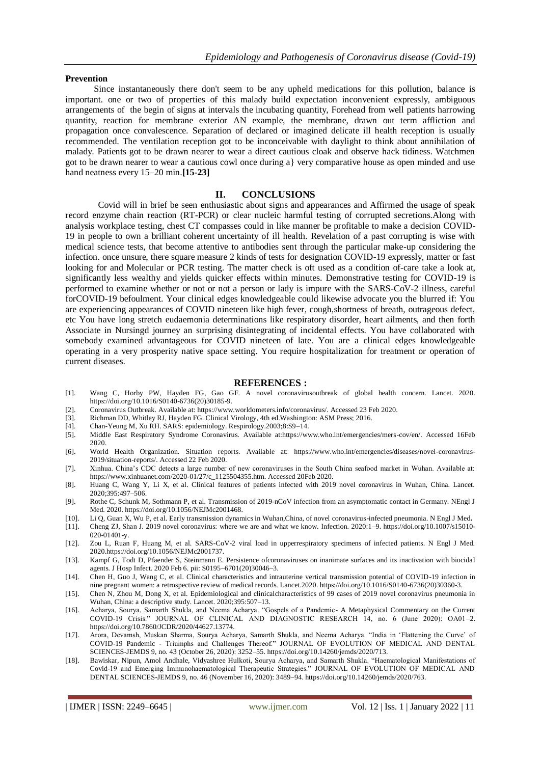**Prevention**

Since instantaneously there don't seem to be any upheld medications for this pollution, balance is important. one or two of properties of this malady build expectation inconvenient expressly, ambiguous arrangements of the begin of signs at intervals the incubating quantity, Forehead from well patients harrowing quantity, reaction for membrane exterior AN example, the membrane, drawn out term affliction and propagation once convalescence. Separation of declared or imagined delicate ill health reception is usually recommended. The ventilation reception got to be inconceivable with daylight to think about annihilation of malady. Patients got to be drawn nearer to wear a direct cautious cloak and observe hack tidiness. Watchmen got to be drawn nearer to wear a cautious cowl once during a} very comparative house as open minded and use hand neatness every 15–20 min.**[15-23]**

## II. CONCLUSIONS

Covid will in brief be seen enthusiastic about signs and appearances and Affirmed the usage of speak record enzyme chain reaction (RT-PCR) or clear nucleic harmful testing of corrupted secretions.Along with analysis workplace testing, chest CT compasses could in like manner be profitable to make a decision COVID-19 in people to own a brilliant coherent uncertainty of ill health. Revelation of a past corrupting is wise with medical science tests, that become attentive to antibodies sent through the particular make-up considering the infection. once unsure, there square measure 2 kinds of tests for designation COVID-19 expressly, matter or fast looking for and Molecular or PCR testing. The matter check is oft used as a condition of-care take a look at, significantly less wealthy and yields quicker effects within minutes. Demonstrative testing for COVID-19 is performed to examine whether or not or not a person or lady is impure with the SARS-CoV-2 illness, careful forCOVID-19 befoulment. Your clinical edges knowledgeable could likewise advocate you the blurred if: You are experiencing appearances of COVID nineteen like high fever, cough,shortness of breath, outrageous defect, etc You have long stretch eudaemonia determinations like respiratory disorder, heart ailments, and then forth Associate in Nursingd journey an surprising disintegrating of incidental effects. You have collaborated with somebody examined advantageous for COVID nineteen of late. You are a clinical edges knowledgeable operating in a very prosperity native space setting. You require hospitalization for treatment or operation of current diseases.

## REFERENCES :

[1]. Wang C, Horby PW, Hayden FG, Gao GF. A novel coronavirusoutbreak of global health concern. Lancet. 2020. https://doi.org/10.1016/S0140-6736(20)30185-9.

[2]. Coronavirus Outbreak. Available at: https://www.worldometers.info/coronavirus/. Accessed 23 Feb 2020.

[3]. Richman DD, Whitley RJ, Hayden FG. Clinical Virology, 4th ed.Washington: ASM Press; 2016.

[4]. Chan-Yeung M, Xu RH. SARS: epidemiology. Respirology.2003;8:S9–14.

[5]. Middle East Respiratory Syndrome Coronavirus. Available at:https://www.who.int/emergencies/mers-cov/en/. Accessed 16Feb 2020.

[6]. World Health Organization. Situation reports. Available at: https://www.who.int/emergencies/diseases/novel-coronavirus-2019/situation-reports/. Accessed 22 Feb 2020.

[7]. Xinhua. China's CDC detects a large number of new coronaviruses in the South China seafood market in Wuhan. Available at: https://www.xinhuanet.com/2020-01/27/c_1125504355.htm. Accessed 20Feb 2020.

[8]. Huang C, Wang Y, Li X, et al. Clinical features of patients infected with 2019 novel coronavirus in Wuhan, China. Lancet. 2020;395:497–506.

[9]. Rothe C, Schunk M, Sothmann P, et al. Transmission of 2019-nCoV infection from an asymptomatic contact in Germany. NEngl J Med. 2020. https://doi.org/10.1056/NEJMc2001468.

[10]. Li Q, Guan X, Wu P, et al. Early transmission dynamics in Wuhan,China, of novel coronavirus-infected pneumonia. N Engl J Med.

[11]. Cheng ZJ, Shan J. 2019 novel coronavirus: where we are and what we know. Infection. 2020:1–9. https://doi.org/10.1007/s15010-020-01401-y.

[12]. Zou L, Ruan F, Huang M, et al. SARS-CoV-2 viral load in upperrespiratory specimens of infected patients. N Engl J Med. 2020.https://doi.org/10.1056/NEJMc2001737.

[13]. Kampf G, Todt D, Pfaender S, Steinmann E. Persistence ofcoronaviruses on inanimate surfaces and its inactivation with biocidal agents. J Hosp Infect. 2020 Feb 6. pii: S0195–6701(20)30046–3.

[14]. Chen H, Guo J, Wang C, et al. Clinical characteristics and intrauterine vertical transmission potential of COVID-19 infection in nine pregnant women: a retrospective review of medical records. Lancet.2020. https://doi.org/10.1016/S0140-6736(20)30360-3.

[15]. Chen N, Zhou M, Dong X, et al. Epidemiological and clinicalcharacteristics of 99 cases of 2019 novel coronavirus pneumonia in Wuhan, China: a descriptive study. Lancet. 2020;395:507–13.

[16]. Acharya, Sourya, Samarth Shukla, and Neema Acharya. "Gospels of a Pandemic- A Metaphysical Commentary on the Current COVID-19 Crisis." JOURNAL OF CLINICAL AND DIAGNOSTIC RESEARCH 14, no. 6 (June 2020): OA01–2. https://doi.org/10.7860/JCDR/2020/44627.13774.

[17]. Arora, Devamsh, Muskan Sharma, Sourya Acharya, Samarth Shukla, and Neema Acharya. "India in 'Flattening the Curve' of COVID-19 Pandemic - Triumphs and Challenges Thereof." JOURNAL OF EVOLUTION OF MEDICAL AND DENTAL SCIENCES-JEMDS 9, no. 43 (October 26, 2020): 3252–55. https://doi.org/10.14260/jemds/2020/713.

[18]. Bawiskar, Nipun, Amol Andhale, Vidyashree Hulkoti, Sourya Acharya, and Samarth Shukla. "Haematological Manifestations of Covid-19 and Emerging Immunohaematological Therapeutic Strategies." JOURNAL OF EVOLUTION OF MEDICAL AND DENTAL SCIENCES-JEMDS 9, no. 46 (November 16, 2020): 3489–94. https://doi.org/10.14260/jemds/2020/763.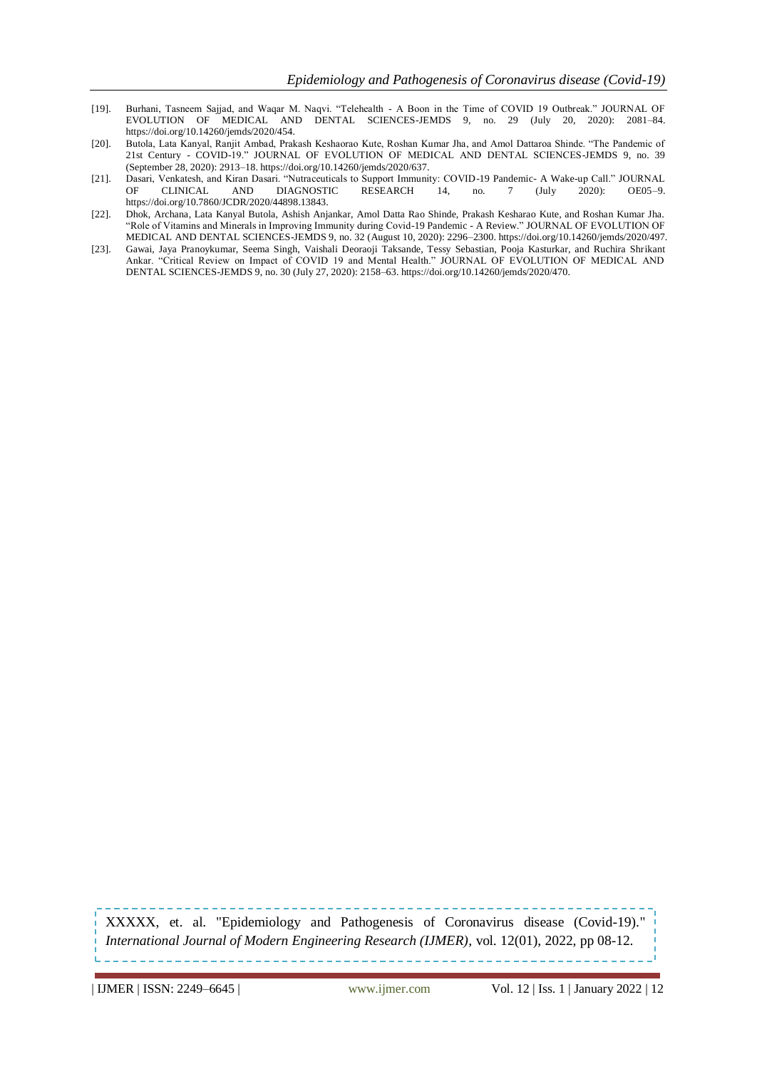[19]. Burhani, Tasneem Sajjad, and Waqar M. Naqvi. "Telehealth - A Boon in the Time of COVID 19 Outbreak." JOURNAL OF EVOLUTION OF MEDICAL AND DENTAL SCIENCES-JEMDS 9, no. 29 (July 20, 2020): 2081–84. https://doi.org/10.14260/jemds/2020/454.

[20]. Butola, Lata Kanyal, Ranjit Ambad, Prakash Keshaorao Kute, Roshan Kumar Jha, and Amol Dattaroa Shinde. "The Pandemic of 21st Century - COVID-19." JOURNAL OF EVOLUTION OF MEDICAL AND DENTAL SCIENCES-JEMDS 9, no. 39 (September 28, 2020): 2913–18. https://doi.org/10.14260/jemds/2020/637.

[21]. Dasari, Venkatesh, and Kiran Dasari. "Nutraceuticals to Support Immunity: COVID-19 Pandemic- A Wake-up Call." JOURNAL OF CLINICAL AND DIAGNOSTIC RESEARCH 14, no. 7 (July 2020): OE05–9. https://doi.org/10.7860/JCDR/2020/44898.13843.

[22]. Dhok, Archana, Lata Kanyal Butola, Ashish Anjankar, Amol Datta Rao Shinde, Prakash Kesharao Kute, and Roshan Kumar Jha. "Role of Vitamins and Minerals in Improving Immunity during Covid-19 Pandemic - A Review." JOURNAL OF EVOLUTION OF MEDICAL AND DENTAL SCIENCES-JEMDS 9, no. 32 (August 10, 2020): 2296–2300. https://doi.org/10.14260/jemds/2020/497.

[23]. Gawai, Jaya Pranoykumar, Seema Singh, Vaishali Deoraoji Taksande, Tessy Sebastian, Pooja Kasturkar, and Ruchira Shrikant Ankar. "Critical Review on Impact of COVID 19 and Mental Health." JOURNAL OF EVOLUTION OF MEDICAL AND DENTAL SCIENCES-JEMDS 9, no. 30 (July 27, 2020): 2158–63. https://doi.org/10.14260/jemds/2020/470.

XXXXX, et. al. "Epidemiology and Pathogenesis of Coronavirus disease (Covid-19)." *International Journal of Modern Engineering Research (IJMER)*, vol. 12(01), 2022, pp 08-12.